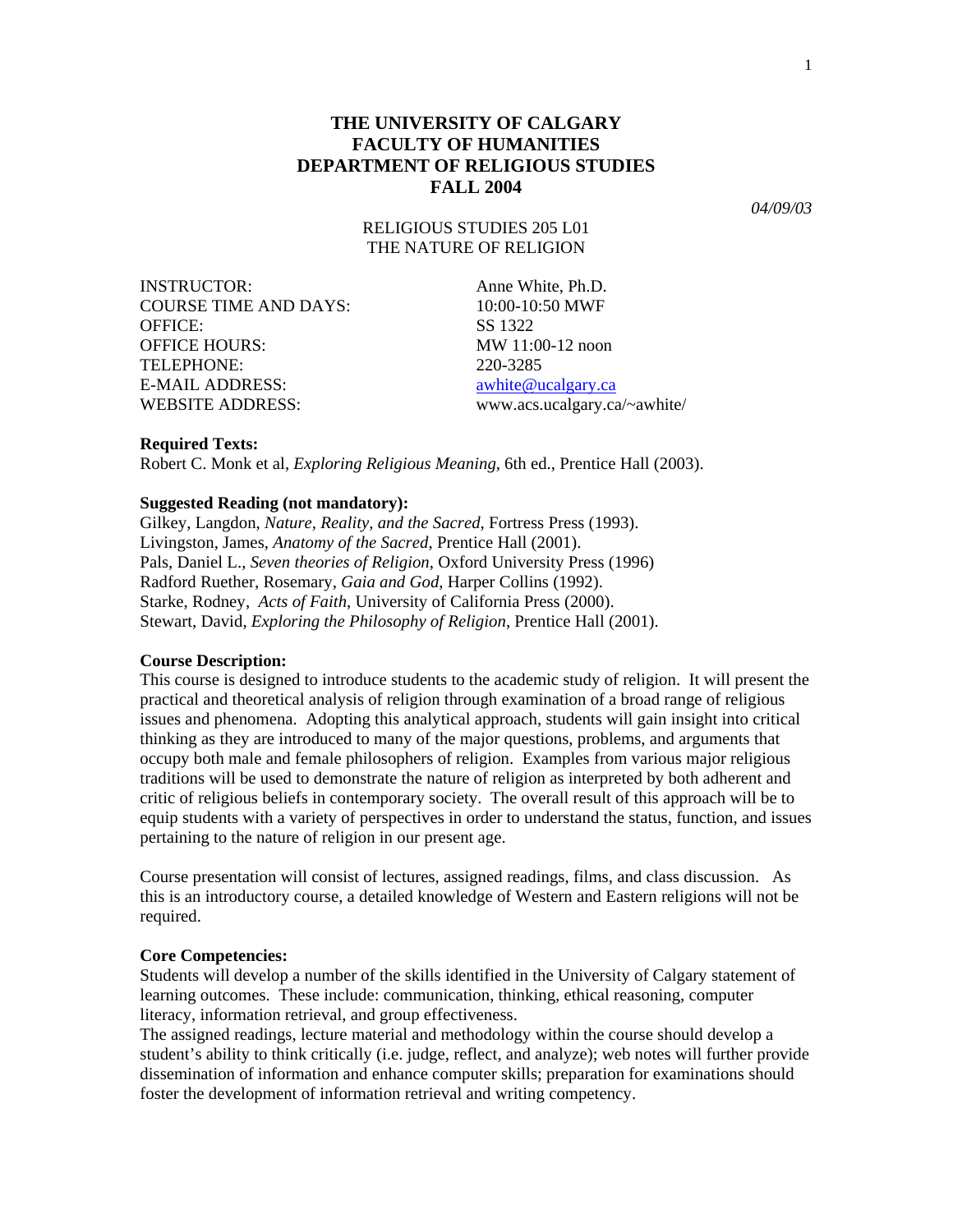# THE UNIVERSITY OF CALGARY
# FACULTY OF HUMANITIES
# DEPARTMENT OF RELIGIOUS STUDIES
# FALL 2004

*04/09/03*

RELIGIOUS STUDIES 205 L01
THE NATURE OF RELIGION

| | |
|---|---|
| INSTRUCTOR: | Anne White, Ph.D. |
| COURSE TIME AND DAYS: | 10:00-10:50 MWF |
| OFFICE: | SS 1322 |
| OFFICE HOURS: | MW 11:00-12 noon |
| TELEPHONE: | 220-3285 |
| E-MAIL ADDRESS: | awhite@ucalgary.ca |
| WEBSITE ADDRESS: | www.acs.ucalgary.ca/~awhite/ |

**Required Texts:**
Robert C. Monk et al, *Exploring Religious Meaning*, 6th ed., Prentice Hall (2003).

**Suggested Reading (not mandatory):**
Gilkey, Langdon, *Nature, Reality, and the Sacred*, Fortress Press (1993).
Livingston, James, *Anatomy of the Sacred*, Prentice Hall (2001).
Pals, Daniel L., *Seven theories of Religion*, Oxford University Press (1996)
Radford Ruether, Rosemary, *Gaia and God*, Harper Collins (1992).
Starke, Rodney, *Acts of Faith*, University of California Press (2000).
Stewart, David, *Exploring the Philosophy of Religion*, Prentice Hall (2001).

**Course Description:**
This course is designed to introduce students to the academic study of religion. It will present the practical and theoretical analysis of religion through examination of a broad range of religious issues and phenomena. Adopting this analytical approach, students will gain insight into critical thinking as they are introduced to many of the major questions, problems, and arguments that occupy both male and female philosophers of religion. Examples from various major religious traditions will be used to demonstrate the nature of religion as interpreted by both adherent and critic of religious beliefs in contemporary society. The overall result of this approach will be to equip students with a variety of perspectives in order to understand the status, function, and issues pertaining to the nature of religion in our present age.

Course presentation will consist of lectures, assigned readings, films, and class discussion. As this is an introductory course, a detailed knowledge of Western and Eastern religions will not be required.

**Core Competencies:**
Students will develop a number of the skills identified in the University of Calgary statement of learning outcomes. These include: communication, thinking, ethical reasoning, computer literacy, information retrieval, and group effectiveness.
The assigned readings, lecture material and methodology within the course should develop a student's ability to think critically (i.e. judge, reflect, and analyze); web notes will further provide dissemination of information and enhance computer skills; preparation for examinations should foster the development of information retrieval and writing competency.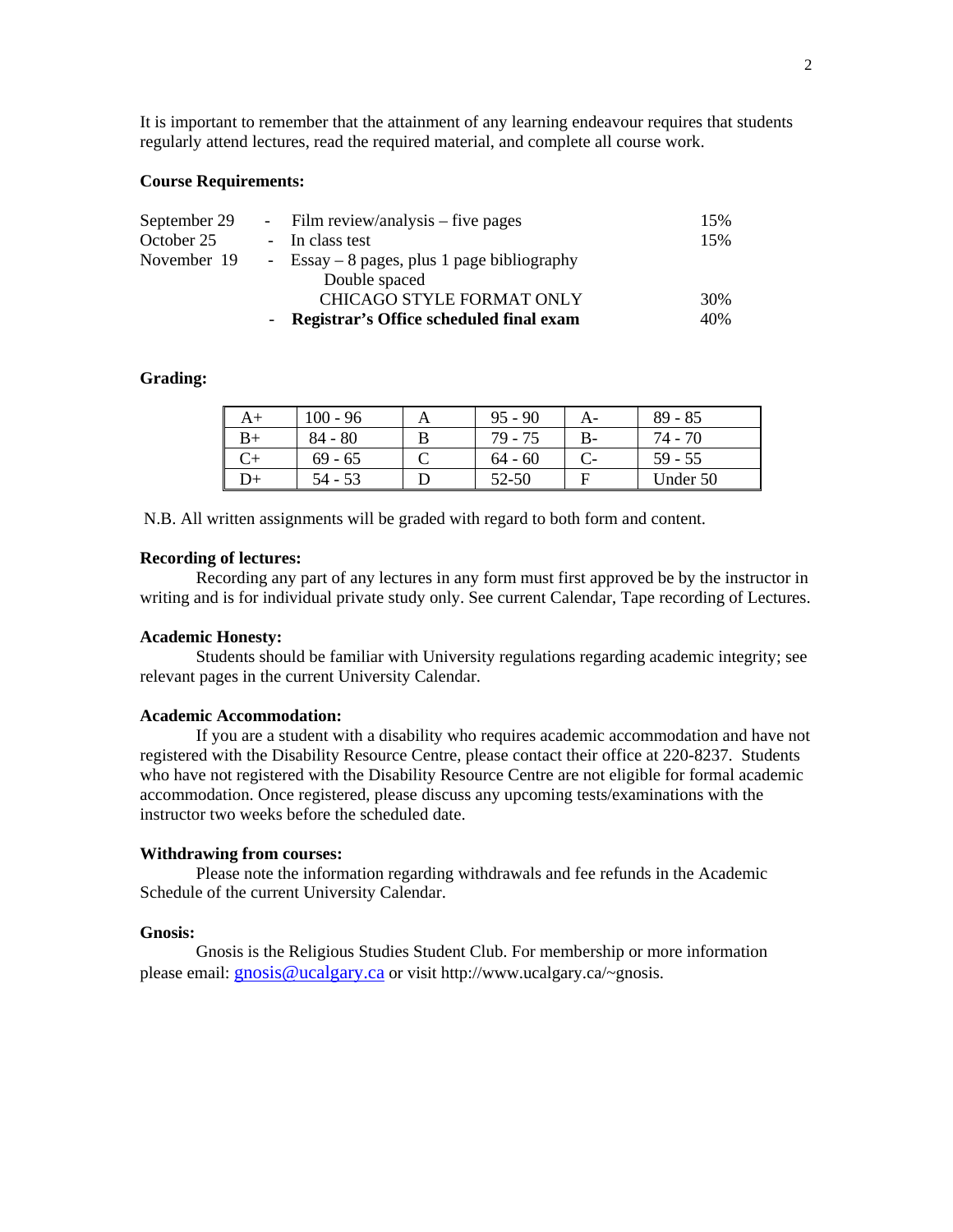It is important to remember that the attainment of any learning endeavour requires that students regularly attend lectures, read the required material, and complete all course work.

**Course Requirements:**

| | | |
|---|---|---|
| September 29 | - Film review/analysis – five pages | 15% |
| October 25 | - In class test | 15% |
| November 19 | - Essay – 8 pages, plus 1 page bibliography<br>Double spaced<br>CHICAGO STYLE FORMAT ONLY | 30% |
| | - **Registrar's Office scheduled final exam** | 40% |

**Grading:**

| | | | | | |
|---|---|---|---|---|---|
| A+ | 100 - 96 | A | 95 - 90 | A- | 89 - 85 |
| B+ | 84 - 80 | B | 79 - 75 | B- | 74 - 70 |
| C+ | 69 - 65 | C | 64 - 60 | C- | 59 - 55 |
| D+ | 54 - 53 | D | 52-50 | F | Under 50 |

N.B. All written assignments will be graded with regard to both form and content.

**Recording of lectures:**

Recording any part of any lectures in any form must first approved be by the instructor in writing and is for individual private study only. See current Calendar, Tape recording of Lectures.

**Academic Honesty:**

Students should be familiar with University regulations regarding academic integrity; see relevant pages in the current University Calendar.

**Academic Accommodation:**

If you are a student with a disability who requires academic accommodation and have not registered with the Disability Resource Centre, please contact their office at 220-8237. Students who have not registered with the Disability Resource Centre are not eligible for formal academic accommodation. Once registered, please discuss any upcoming tests/examinations with the instructor two weeks before the scheduled date.

**Withdrawing from courses:**

Please note the information regarding withdrawals and fee refunds in the Academic Schedule of the current University Calendar.

**Gnosis:**

Gnosis is the Religious Studies Student Club. For membership or more information please email: gnosis@ucalgary.ca or visit http://www.ucalgary.ca/~gnosis.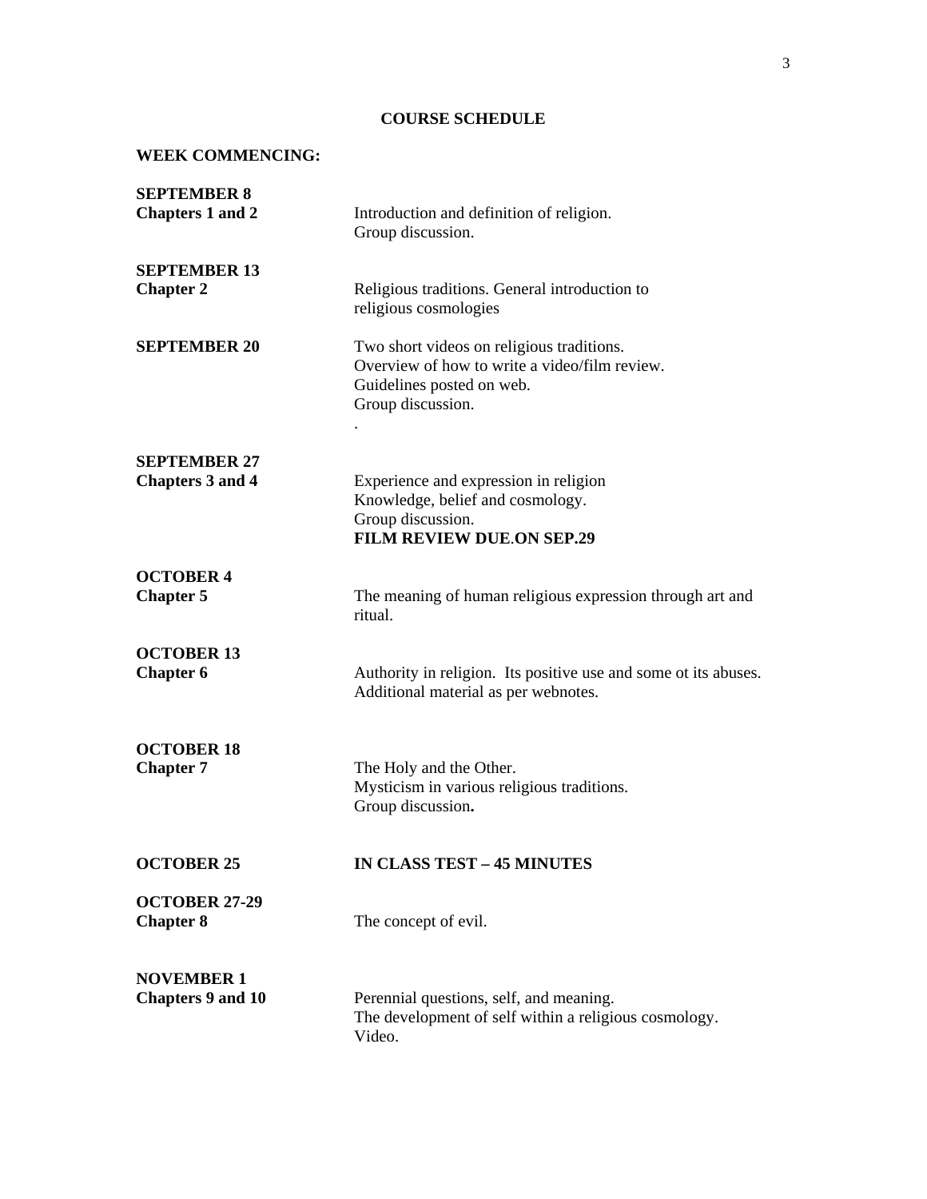## COURSE SCHEDULE

**WEEK COMMENCING:**

**SEPTEMBER 8**
**Chapters 1 and 2**
Introduction and definition of religion.
Group discussion.

**SEPTEMBER 13**
**Chapter 2**
Religious traditions. General introduction to religious cosmologies

**SEPTEMBER 20**
Two short videos on religious traditions.
Overview of how to write a video/film review.
Guidelines posted on web.
Group discussion.
.

**SEPTEMBER 27**
**Chapters 3 and 4**
Experience and expression in religion
Knowledge, belief and cosmology.
Group discussion.
**FILM REVIEW DUE.ON SEP.29**

**OCTOBER 4**
**Chapter 5**
The meaning of human religious expression through art and ritual.

**OCTOBER 13**
**Chapter 6**
Authority in religion. Its positive use and some ot its abuses.
Additional material as per webnotes.

**OCTOBER 18**
**Chapter 7**
The Holy and the Other.
Mysticism in various religious traditions.
Group discussion**.**

**OCTOBER 25**
**IN CLASS TEST – 45 MINUTES**

**OCTOBER 27-29**
**Chapter 8**
The concept of evil.

**NOVEMBER 1**
**Chapters 9 and 10**
Perennial questions, self, and meaning.
The development of self within a religious cosmology.
Video.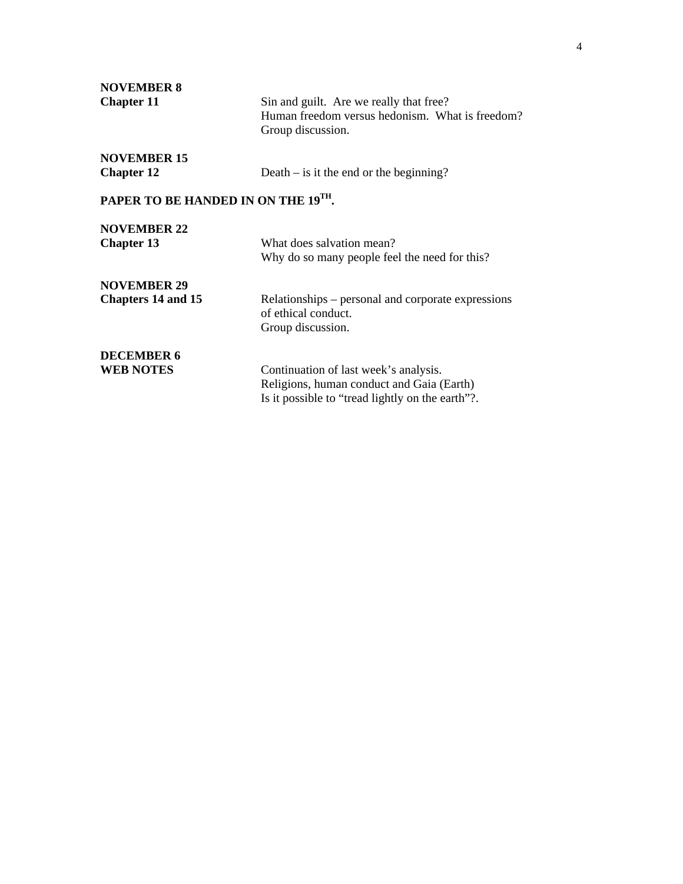**NOVEMBER 8**
**Chapter 11**

Sin and guilt. Are we really that free?
Human freedom versus hedonism. What is freedom?
Group discussion.

**NOVEMBER 15**
**Chapter 12**

Death – is it the end or the beginning?

**PAPER TO BE HANDED IN ON THE 19TH.**

**NOVEMBER 22**
**Chapter 13**

What does salvation mean?
Why do so many people feel the need for this?

**NOVEMBER 29**
**Chapters 14 and 15**

Relationships – personal and corporate expressions of ethical conduct.
Group discussion.

**DECEMBER 6**
**WEB NOTES**

Continuation of last week's analysis.
Religions, human conduct and Gaia (Earth)
Is it possible to "tread lightly on the earth"?.